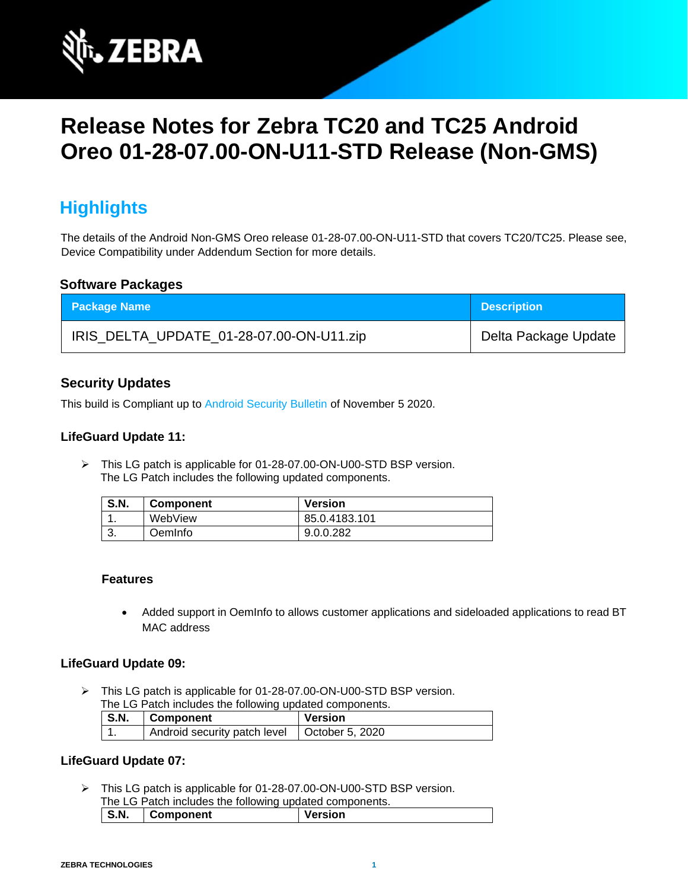# Release Notes for Zebra TC20 and TC25 Android Oreo 01-28-07.00-ON-U11-STD Release (Non-GMS)

## Highlights

The details of the Android Non-GMS Oreo release 01-28-07.00-ON-U11-STD that covers TC20/TC25. Please see, Device Compatibility under Addendum Section for more details.

### Software Packages

| Package Name | Description |
|---|---|
| IRIS_DELTA_UPDATE_01-28-07.00-ON-U11.zip | Delta Package Update |

### Security Updates

This build is Compliant up to Android Security Bulletin of November 5 2020.

#### LifeGuard Update 11:

- This LG patch is applicable for 01-28-07.00-ON-U00-STD BSP version.
  The LG Patch includes the following updated components.

| S.N. | Component | Version |
|---|---|---|
| 1. | WebView | 85.0.4183.101 |
| 3. | OemInfo | 9.0.0.282 |

**Features**

- Added support in OemInfo to allows customer applications and sideloaded applications to read BT MAC address

#### LifeGuard Update 09:

- This LG patch is applicable for 01-28-07.00-ON-U00-STD BSP version.
  The LG Patch includes the following updated components.

| S.N. | Component | Version |
|---|---|---|
| 1. | Android security patch level | October 5, 2020 |

#### LifeGuard Update 07:

- This LG patch is applicable for 01-28-07.00-ON-U00-STD BSP version.
  The LG Patch includes the following updated components.

| S.N. | Component | Version |
|---|---|---|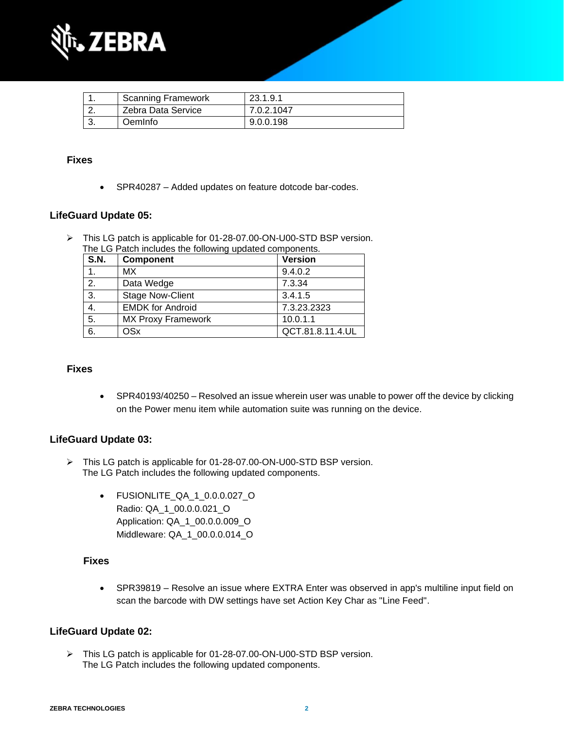| 1. | Scanning Framework | 23.1.9.1 |
|---|---|---|
| 2. | Zebra Data Service | 7.0.2.1047 |
| 3. | OemInfo | 9.0.0.198 |

### Fixes

- SPR40287 – Added updates on feature dotcode bar-codes.

## LifeGuard Update 05:

➢ This LG patch is applicable for 01-28-07.00-ON-U00-STD BSP version.
The LG Patch includes the following updated components.

| S.N. | Component | Version |
|---|---|---|
| 1. | MX | 9.4.0.2 |
| 2. | Data Wedge | 7.3.34 |
| 3. | Stage Now-Client | 3.4.1.5 |
| 4. | EMDK for Android | 7.3.23.2323 |
| 5. | MX Proxy Framework | 10.0.1.1 |
| 6. | OSx | QCT.81.8.11.4.UL |

### Fixes

- SPR40193/40250 – Resolved an issue wherein user was unable to power off the device by clicking on the Power menu item while automation suite was running on the device.

## LifeGuard Update 03:

➢ This LG patch is applicable for 01-28-07.00-ON-U00-STD BSP version.
The LG Patch includes the following updated components.

- FUSIONLITE_QA_1_0.0.0.027_O
  Radio: QA_1_00.0.0.021_O
  Application: QA_1_00.0.0.009_O
  Middleware: QA_1_00.0.0.014_O

### Fixes

- SPR39819 – Resolve an issue where EXTRA Enter was observed in app's multiline input field on scan the barcode with DW settings have set Action Key Char as "Line Feed".

## LifeGuard Update 02:

➢ This LG patch is applicable for 01-28-07.00-ON-U00-STD BSP version.
The LG Patch includes the following updated components.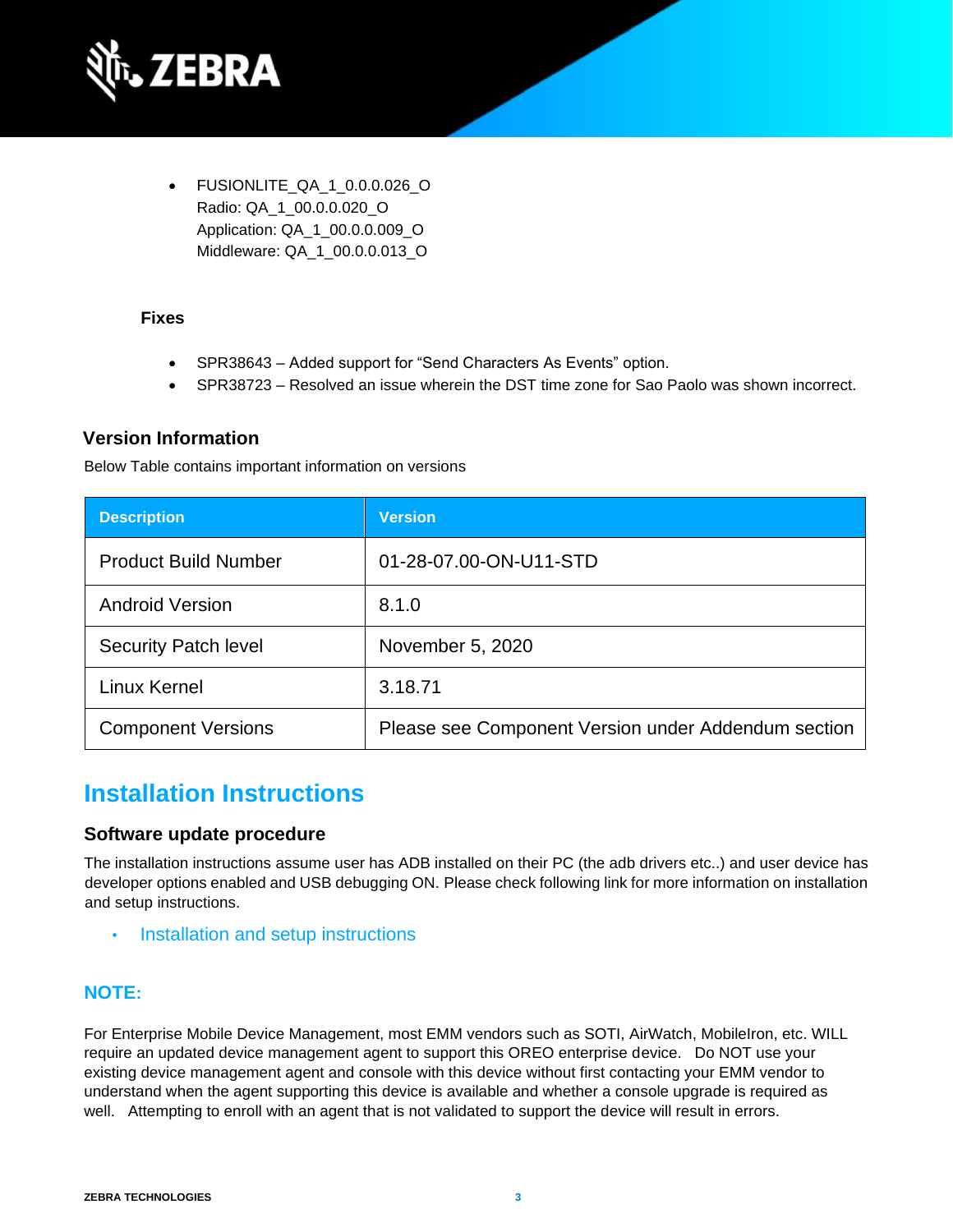- FUSIONLITE_QA_1_0.0.0.026_O
  Radio: QA_1_00.0.0.020_O
  Application: QA_1_00.0.0.009_O
  Middleware: QA_1_00.0.0.013_O

**Fixes**

- SPR38643 – Added support for “Send Characters As Events” option.
- SPR38723 – Resolved an issue wherein the DST time zone for Sao Paolo was shown incorrect.

### Version Information

Below Table contains important information on versions

| Description | Version |
| --- | --- |
| Product Build Number | 01-28-07.00-ON-U11-STD |
| Android Version | 8.1.0 |
| Security Patch level | November 5, 2020 |
| Linux Kernel | 3.18.71 |
| Component Versions | Please see Component Version under Addendum section |

## Installation Instructions

### Software update procedure

The installation instructions assume user has ADB installed on their PC (the adb drivers etc..) and user device has developer options enabled and USB debugging ON. Please check following link for more information on installation and setup instructions.

- Installation and setup instructions

**NOTE:**

For Enterprise Mobile Device Management, most EMM vendors such as SOTI, AirWatch, MobileIron, etc. WILL require an updated device management agent to support this OREO enterprise device. Do NOT use your existing device management agent and console with this device without first contacting your EMM vendor to understand when the agent supporting this device is available and whether a console upgrade is required as well. Attempting to enroll with an agent that is not validated to support the device will result in errors.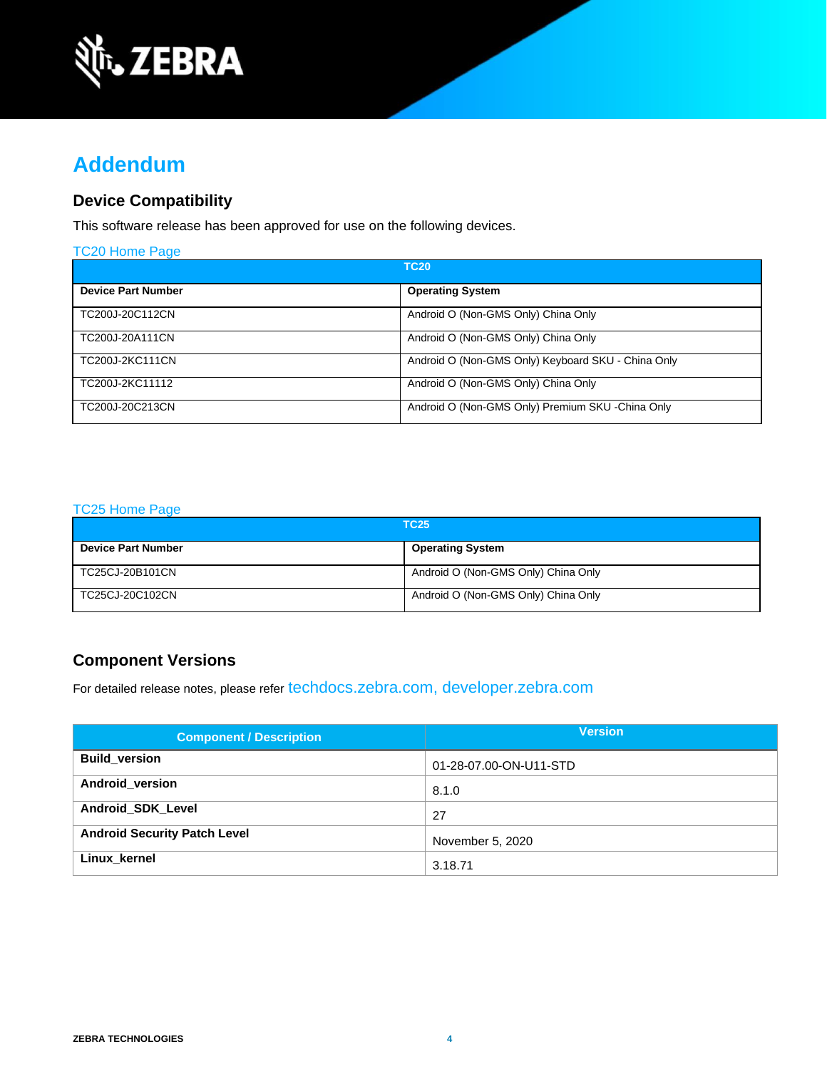# Addendum

## Device Compatibility

This software release has been approved for use on the following devices.

TC20 Home Page

| TC20 | |
|---|---|
| **Device Part Number** | **Operating System** |
| TC200J-20C112CN | Android O (Non-GMS Only) China Only |
| TC200J-20A111CN | Android O (Non-GMS Only) China Only |
| TC200J-2KC111CN | Android O (Non-GMS Only) Keyboard SKU - China Only |
| TC200J-2KC11112 | Android O (Non-GMS Only) China Only |
| TC200J-20C213CN | Android O (Non-GMS Only) Premium SKU -China Only |

TC25 Home Page

| TC25 | |
|---|---|
| **Device Part Number** | **Operating System** |
| TC25CJ-20B101CN | Android O (Non-GMS Only) China Only |
| TC25CJ-20C102CN | Android O (Non-GMS Only) China Only |

## Component Versions

For detailed release notes, please refer techdocs.zebra.com, developer.zebra.com

| Component / Description | Version |
|---|---|
| **Build_version** | 01-28-07.00-ON-U11-STD |
| **Android_version** | 8.1.0 |
| **Android_SDK_Level** | 27 |
| **Android Security Patch Level** | November 5, 2020 |
| **Linux_kernel** | 3.18.71 |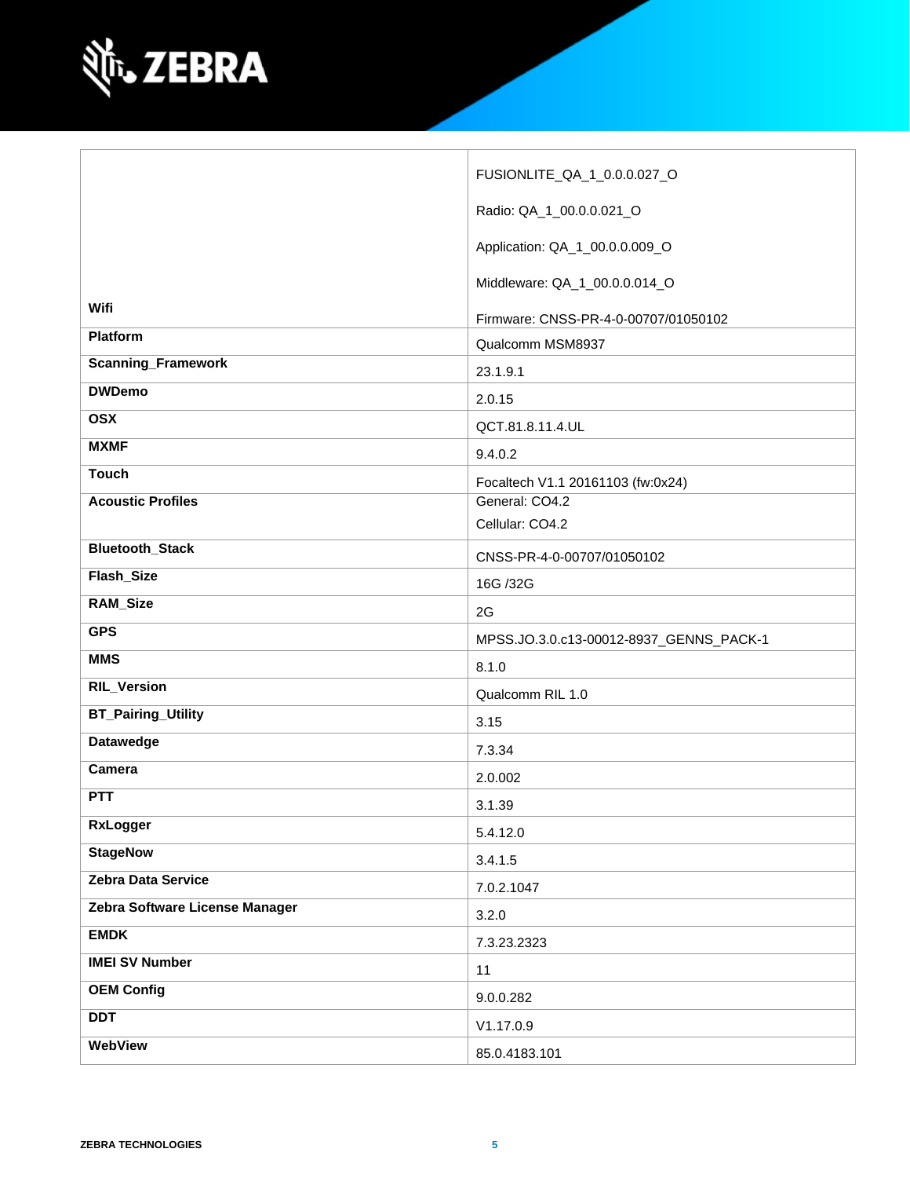| | |
|---|---|
| Wifi | FUSIONLITE_QA_1_0.0.0.027_O<br><br>Radio: QA_1_00.0.0.021_O<br><br>Application: QA_1_00.0.0.009_O<br><br>Middleware: QA_1_00.0.0.014_O<br><br>Firmware: CNSS-PR-4-0-00707/01050102 |
| **Platform** | Qualcomm MSM8937 |
| **Scanning_Framework** | 23.1.9.1 |
| **DWDemo** | 2.0.15 |
| **OSX** | QCT.81.8.11.4.UL |
| **MXMF** | 9.4.0.2 |
| **Touch** | Focaltech V1.1 20161103 (fw:0x24) |
| **Acoustic Profiles** | General: CO4.2<br>Cellular: CO4.2 |
| **Bluetooth_Stack** | CNSS-PR-4-0-00707/01050102 |
| **Flash_Size** | 16G /32G |
| **RAM_Size** | 2G |
| **GPS** | MPSS.JO.3.0.c13-00012-8937_GENNS_PACK-1 |
| **MMS** | 8.1.0 |
| **RIL_Version** | Qualcomm RIL 1.0 |
| **BT_Pairing_Utility** | 3.15 |
| **Datawedge** | 7.3.34 |
| **Camera** | 2.0.002 |
| **PTT** | 3.1.39 |
| **RxLogger** | 5.4.12.0 |
| **StageNow** | 3.4.1.5 |
| **Zebra Data Service** | 7.0.2.1047 |
| **Zebra Software License Manager** | 3.2.0 |
| **EMDK** | 7.3.23.2323 |
| **IMEI SV Number** | 11 |
| **OEM Config** | 9.0.0.282 |
| **DDT** | V1.17.0.9 |
| **WebView** | 85.0.4183.101 |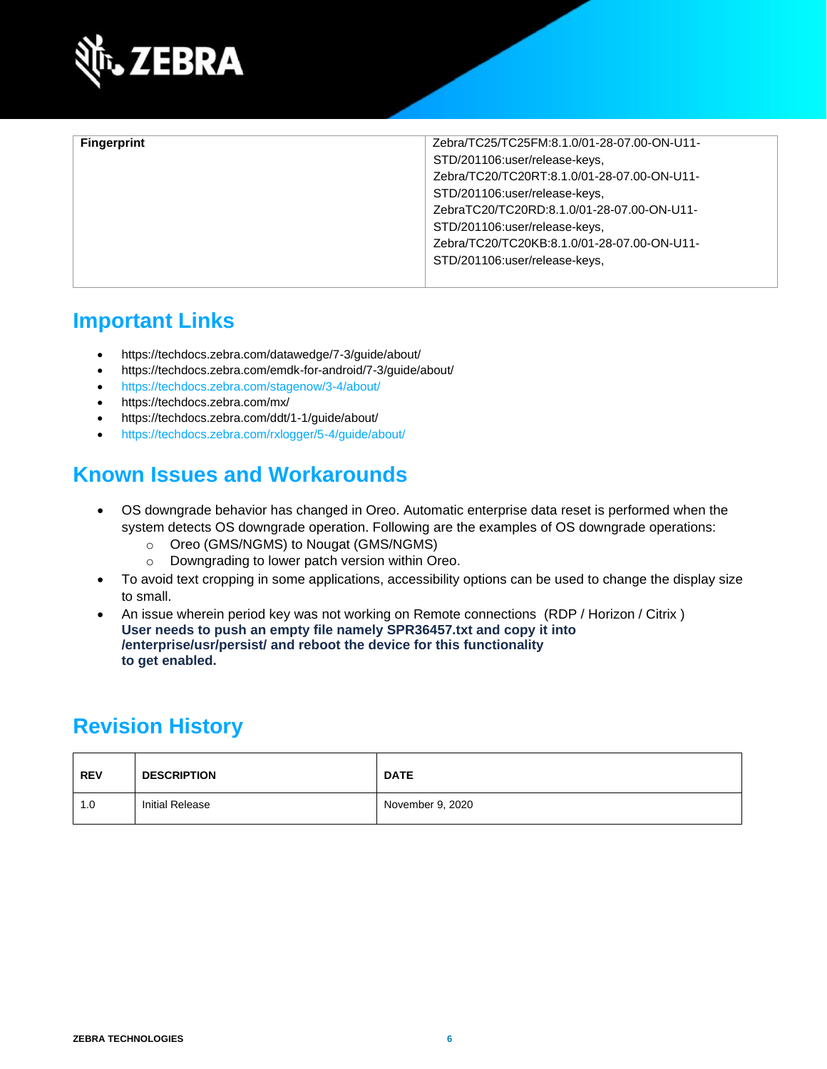| | |
|---|---|
| **Fingerprint** | Zebra/TC25/TC25FM:8.1.0/01-28-07.00-ON-U11-STD/201106:user/release-keys, Zebra/TC20/TC20RT:8.1.0/01-28-07.00-ON-U11-STD/201106:user/release-keys, ZebraTC20/TC20RD:8.1.0/01-28-07.00-ON-U11-STD/201106:user/release-keys, Zebra/TC20/TC20KB:8.1.0/01-28-07.00-ON-U11-STD/201106:user/release-keys, |

## Important Links

- https://techdocs.zebra.com/datawedge/7-3/guide/about/
- https://techdocs.zebra.com/emdk-for-android/7-3/guide/about/
- https://techdocs.zebra.com/stagenow/3-4/about/
- https://techdocs.zebra.com/mx/
- https://techdocs.zebra.com/ddt/1-1/guide/about/
- https://techdocs.zebra.com/rxlogger/5-4/guide/about/

## Known Issues and Workarounds

- OS downgrade behavior has changed in Oreo. Automatic enterprise data reset is performed when the system detects OS downgrade operation. Following are the examples of OS downgrade operations:
  - Oreo (GMS/NGMS) to Nougat (GMS/NGMS)
  - Downgrading to lower patch version within Oreo.
- To avoid text cropping in some applications, accessibility options can be used to change the display size to small.
- An issue wherein period key was not working on Remote connections (RDP / Horizon / Citrix )
  **User needs to push an empty file namely SPR36457.txt and copy it into /enterprise/usr/persist/ and reboot the device for this functionality to get enabled.**

## Revision History

| REV | DESCRIPTION | DATE |
|---|---|---|
| 1.0 | Initial Release | November 9, 2020 |